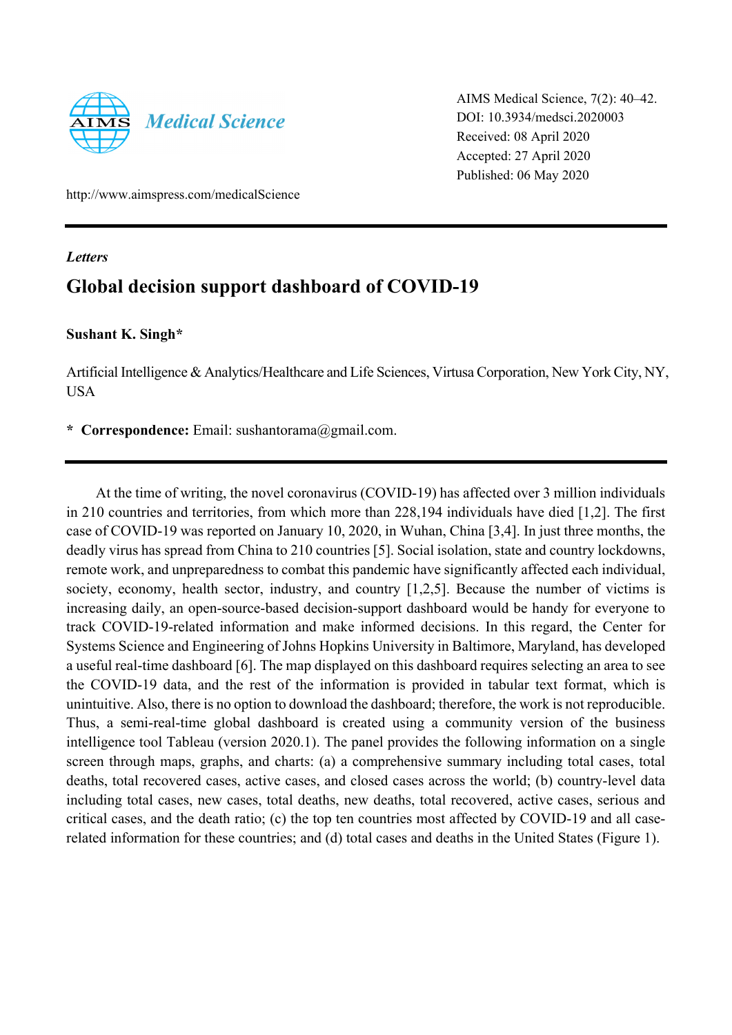AIMS Medical Science, 7(2): 40–42.
DOI: 10.3934/medsci.2020003
Received: 08 April 2020
Accepted: 27 April 2020
Published: 06 May 2020

http://www.aimspress.com/medicalScience

*Letters*

# Global decision support dashboard of COVID-19

**Sushant K. Singh***

Artificial Intelligence & Analytics/Healthcare and Life Sciences, Virtusa Corporation, New York City, NY, USA

**\* Correspondence:** Email: sushantorama@gmail.com.

---

At the time of writing, the novel coronavirus (COVID-19) has affected over 3 million individuals in 210 countries and territories, from which more than 228,194 individuals have died [1,2]. The first case of COVID-19 was reported on January 10, 2020, in Wuhan, China [3,4]. In just three months, the deadly virus has spread from China to 210 countries [5]. Social isolation, state and country lockdowns, remote work, and unpreparedness to combat this pandemic have significantly affected each individual, society, economy, health sector, industry, and country [1,2,5]. Because the number of victims is increasing daily, an open-source-based decision-support dashboard would be handy for everyone to track COVID-19-related information and make informed decisions. In this regard, the Center for Systems Science and Engineering of Johns Hopkins University in Baltimore, Maryland, has developed a useful real-time dashboard [6]. The map displayed on this dashboard requires selecting an area to see the COVID-19 data, and the rest of the information is provided in tabular text format, which is unintuitive. Also, there is no option to download the dashboard; therefore, the work is not reproducible. Thus, a semi-real-time global dashboard is created using a community version of the business intelligence tool Tableau (version 2020.1). The panel provides the following information on a single screen through maps, graphs, and charts: (a) a comprehensive summary including total cases, total deaths, total recovered cases, active cases, and closed cases across the world; (b) country-level data including total cases, new cases, total deaths, new deaths, total recovered, active cases, serious and critical cases, and the death ratio; (c) the top ten countries most affected by COVID-19 and all case-related information for these countries; and (d) total cases and deaths in the United States (Figure 1).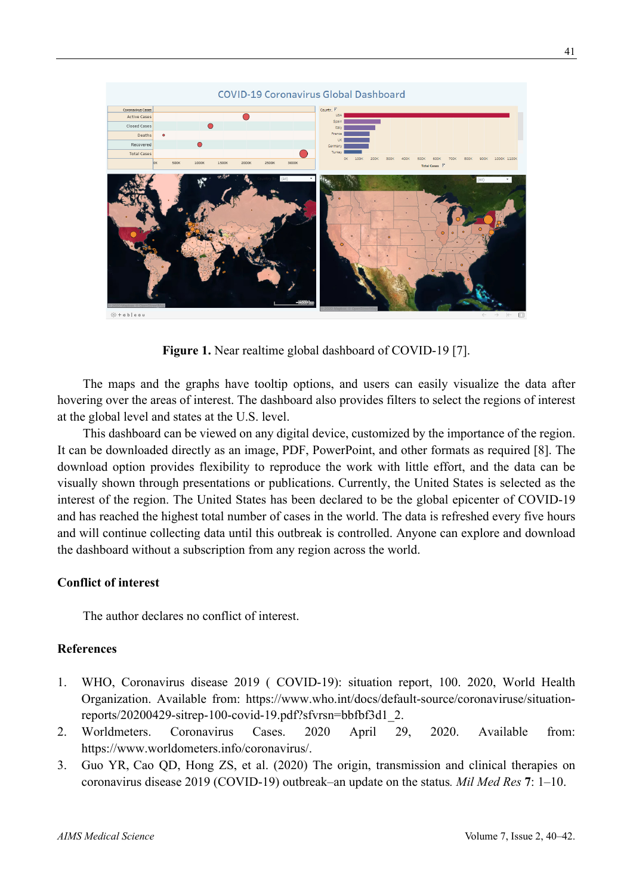**Figure 1.** Near realtime global dashboard of COVID-19 [7].

The maps and the graphs have tooltip options, and users can easily visualize the data after hovering over the areas of interest. The dashboard also provides filters to select the regions of interest at the global level and states at the U.S. level.

This dashboard can be viewed on any digital device, customized by the importance of the region. It can be downloaded directly as an image, PDF, PowerPoint, and other formats as required [8]. The download option provides flexibility to reproduce the work with little effort, and the data can be visually shown through presentations or publications. Currently, the United States is selected as the interest of the region. The United States has been declared to be the global epicenter of COVID-19 and has reached the highest total number of cases in the world. The data is refreshed every five hours and will continue collecting data until this outbreak is controlled. Anyone can explore and download the dashboard without a subscription from any region across the world.

## Conflict of interest

The author declares no conflict of interest.

## References

1. WHO, Coronavirus disease 2019 ( COVID-19): situation report, 100. 2020, World Health Organization. Available from: https://www.who.int/docs/default-source/coronaviruse/situation-reports/20200429-sitrep-100-covid-19.pdf?sfvrsn=bbfbf3d1_2.
2. Worldmeters. Coronavirus Cases. 2020 April 29, 2020. Available from: https://www.worldometers.info/coronavirus/.
3. Guo YR, Cao QD, Hong ZS, et al. (2020) The origin, transmission and clinical therapies on coronavirus disease 2019 (COVID-19) outbreak–an update on the status. *Mil Med Res* **7**: 1–10.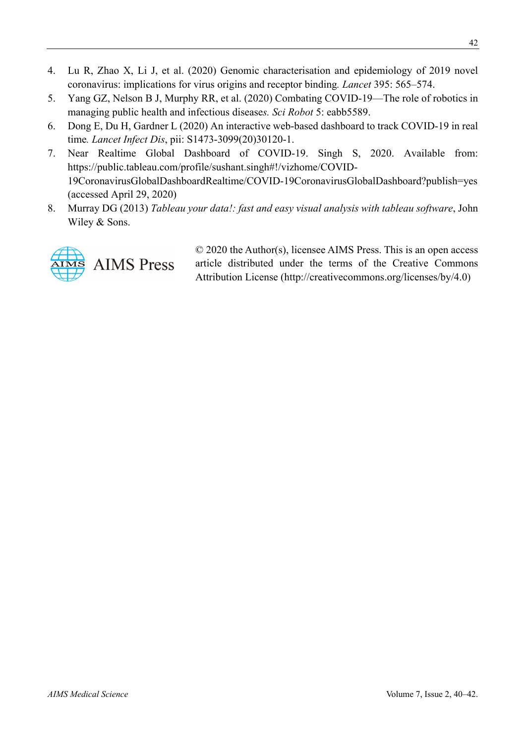4. Lu R, Zhao X, Li J, et al. (2020) Genomic characterisation and epidemiology of 2019 novel coronavirus: implications for virus origins and receptor binding. *Lancet* 395: 565–574.
5. Yang GZ, Nelson B J, Murphy RR, et al. (2020) Combating COVID-19—The role of robotics in managing public health and infectious diseases. *Sci Robot* 5: eabb5589.
6. Dong E, Du H, Gardner L (2020) An interactive web-based dashboard to track COVID-19 in real time. *Lancet Infect Dis*, pii: S1473-3099(20)30120-1.
7. Near Realtime Global Dashboard of COVID-19. Singh S, 2020. Available from: https://public.tableau.com/profile/sushant.singh#!/vizhome/COVID-19CoronavirusGlobalDashboardRealtime/COVID-19CoronavirusGlobalDashboard?publish=yes (accessed April 29, 2020)
8. Murray DG (2013) *Tableau your data!: fast and easy visual analysis with tableau software*, John Wiley & Sons.

AIMS Press

© 2020 the Author(s), licensee AIMS Press. This is an open access article distributed under the terms of the Creative Commons Attribution License (http://creativecommons.org/licenses/by/4.0)